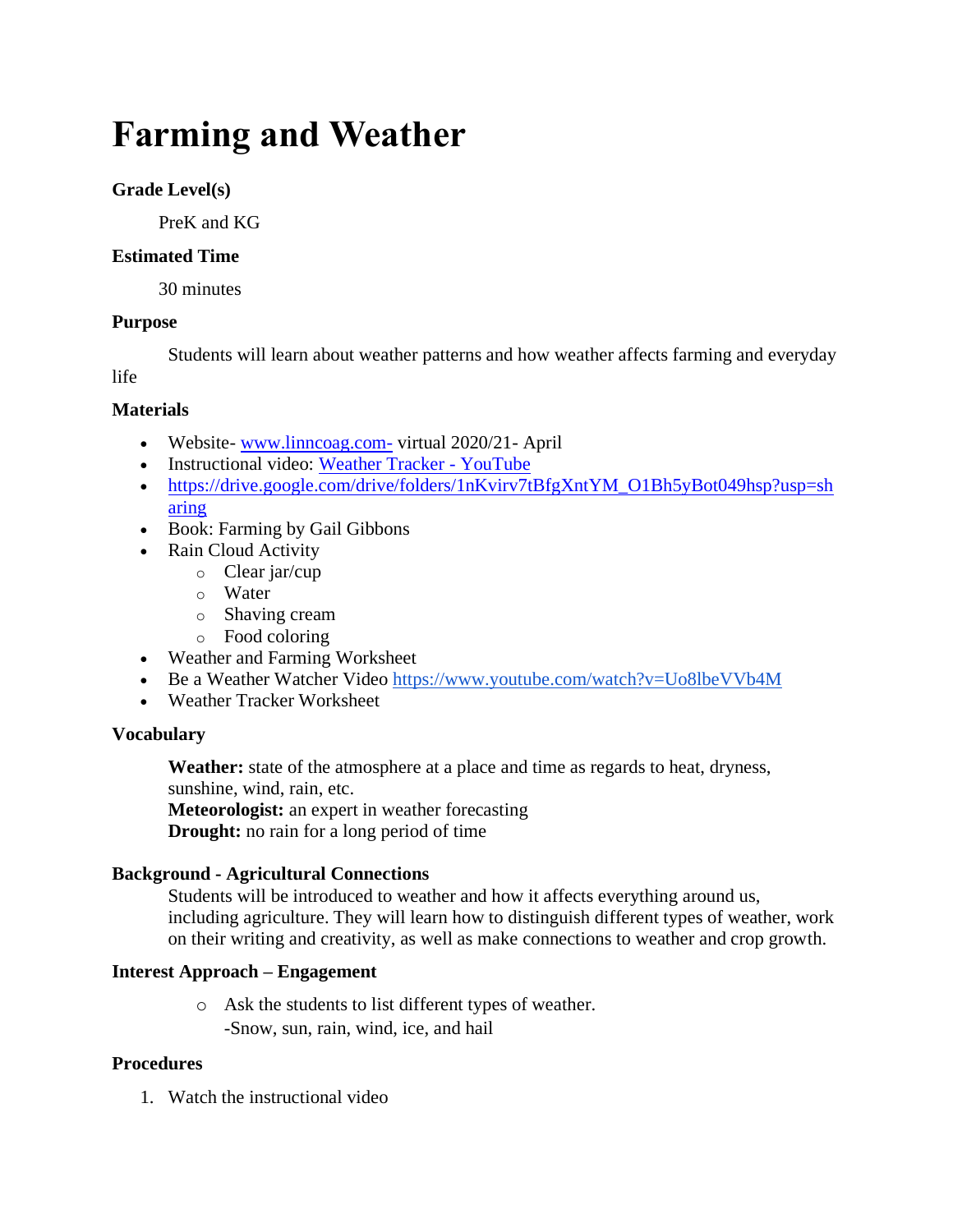# Farming and Weather

**Grade Level(s)**

PreK and KG

**Estimated Time**

30 minutes

**Purpose**

Students will learn about weather patterns and how weather affects farming and everyday life

**Materials**

- Website- [www.linncoag.com-](www.linncoag.com-) virtual 2020/21- April
- Instructional video: [Weather Tracker - YouTube]()
- [https://drive.google.com/drive/folders/1nKvirv7tBfgXntYM_O1Bh5yBot049hsp?usp=sharing](https://drive.google.com/drive/folders/1nKvirv7tBfgXntYM_O1Bh5yBot049hsp?usp=sharing)
- Book: Farming by Gail Gibbons
- Rain Cloud Activity
  - Clear jar/cup
  - Water
  - Shaving cream
  - Food coloring
- Weather and Farming Worksheet
- Be a Weather Watcher Video [https://www.youtube.com/watch?v=Uo8lbeVVb4M](https://www.youtube.com/watch?v=Uo8lbeVVb4M)
- Weather Tracker Worksheet

**Vocabulary**

**Weather:** state of the atmosphere at a place and time as regards to heat, dryness, sunshine, wind, rain, etc.
**Meteorologist:** an expert in weather forecasting
**Drought:** no rain for a long period of time

**Background - Agricultural Connections**

Students will be introduced to weather and how it affects everything around us, including agriculture. They will learn how to distinguish different types of weather, work on their writing and creativity, as well as make connections to weather and crop growth.

**Interest Approach – Engagement**

- Ask the students to list different types of weather.
  -Snow, sun, rain, wind, ice, and hail

**Procedures**

1. Watch the instructional video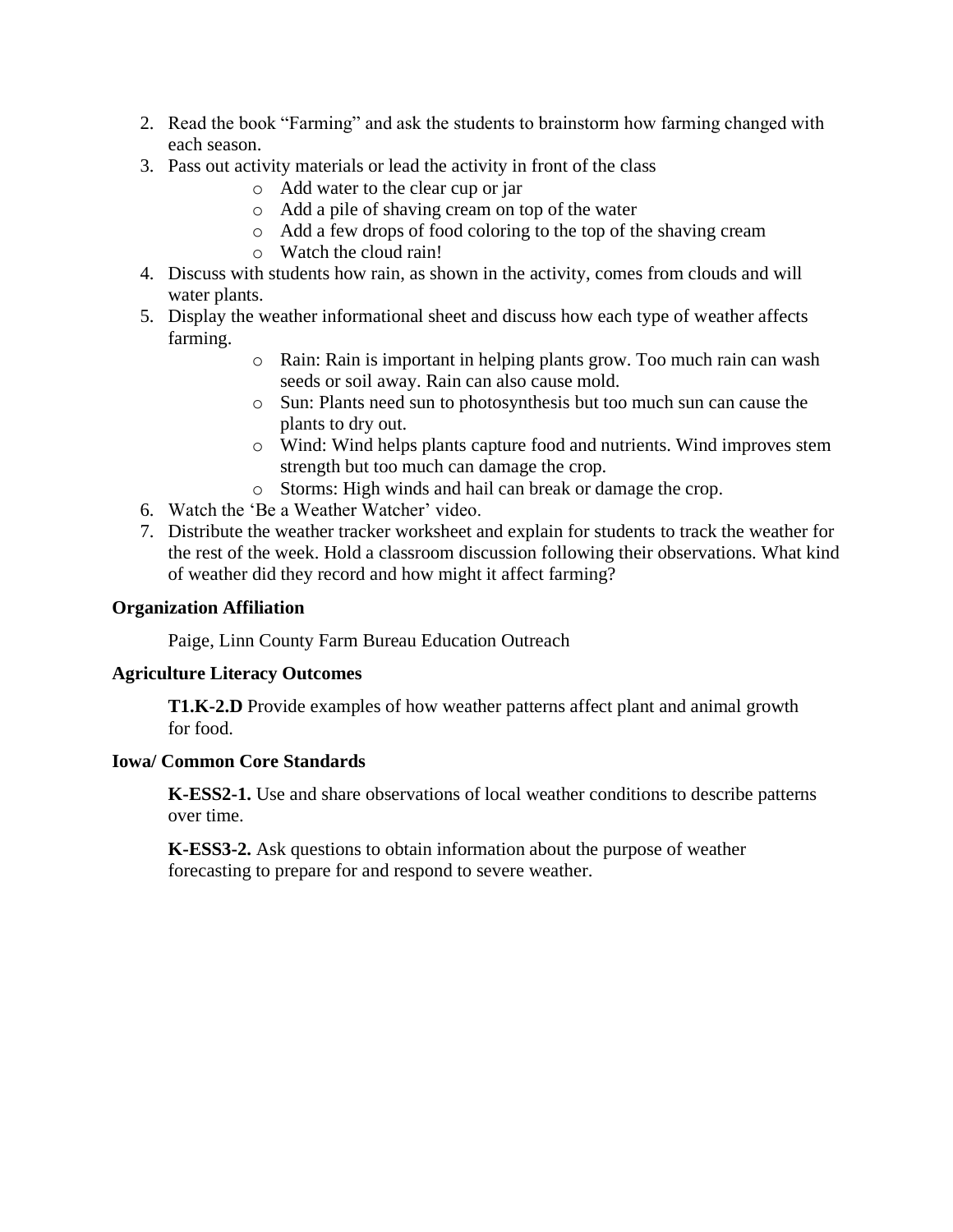2. Read the book "Farming" and ask the students to brainstorm how farming changed with each season.
3. Pass out activity materials or lead the activity in front of the class
   - Add water to the clear cup or jar
   - Add a pile of shaving cream on top of the water
   - Add a few drops of food coloring to the top of the shaving cream
   - Watch the cloud rain!
4. Discuss with students how rain, as shown in the activity, comes from clouds and will water plants.
5. Display the weather informational sheet and discuss how each type of weather affects farming.
   - Rain: Rain is important in helping plants grow. Too much rain can wash seeds or soil away. Rain can also cause mold.
   - Sun: Plants need sun to photosynthesis but too much sun can cause the plants to dry out.
   - Wind: Wind helps plants capture food and nutrients. Wind improves stem strength but too much can damage the crop.
   - Storms: High winds and hail can break or damage the crop.
6. Watch the 'Be a Weather Watcher' video.
7. Distribute the weather tracker worksheet and explain for students to track the weather for the rest of the week. Hold a classroom discussion following their observations. What kind of weather did they record and how might it affect farming?

### Organization Affiliation

Paige, Linn County Farm Bureau Education Outreach

### Agriculture Literacy Outcomes

**T1.K-2.D** Provide examples of how weather patterns affect plant and animal growth for food.

### Iowa/ Common Core Standards

**K-ESS2-1.** Use and share observations of local weather conditions to describe patterns over time.

**K-ESS3-2.** Ask questions to obtain information about the purpose of weather forecasting to prepare for and respond to severe weather.